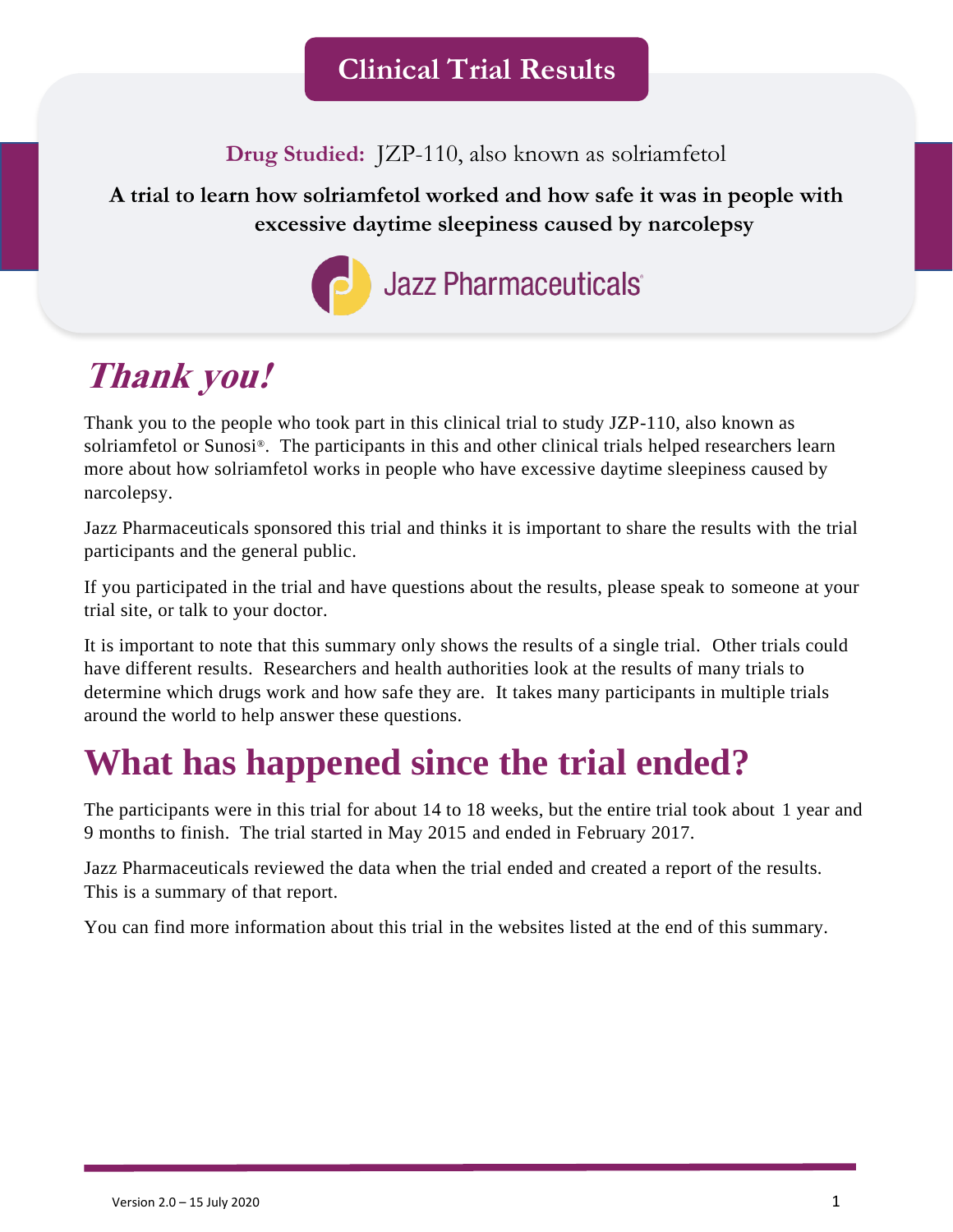# Clinical Trial Results

**Drug Studied:** JZP-110, also known as solriamfetol

**A trial to learn how solriamfetol worked and how safe it was in people with excessive daytime sleepiness caused by narcolepsy**

Jazz Pharmaceuticals®

## *Thank you!*

Thank you to the people who took part in this clinical trial to study JZP-110, also known as solriamfetol or Sunosi®. The participants in this and other clinical trials helped researchers learn more about how solriamfetol works in people who have excessive daytime sleepiness caused by narcolepsy.

Jazz Pharmaceuticals sponsored this trial and thinks it is important to share the results with the trial participants and the general public.

If you participated in the trial and have questions about the results, please speak to someone at your trial site, or talk to your doctor.

It is important to note that this summary only shows the results of a single trial. Other trials could have different results. Researchers and health authorities look at the results of many trials to determine which drugs work and how safe they are. It takes many participants in multiple trials around the world to help answer these questions.

## What has happened since the trial ended?

The participants were in this trial for about 14 to 18 weeks, but the entire trial took about 1 year and 9 months to finish. The trial started in May 2015 and ended in February 2017.

Jazz Pharmaceuticals reviewed the data when the trial ended and created a report of the results. This is a summary of that report.

You can find more information about this trial in the websites listed at the end of this summary.

Version 2.0 – 15 July 2020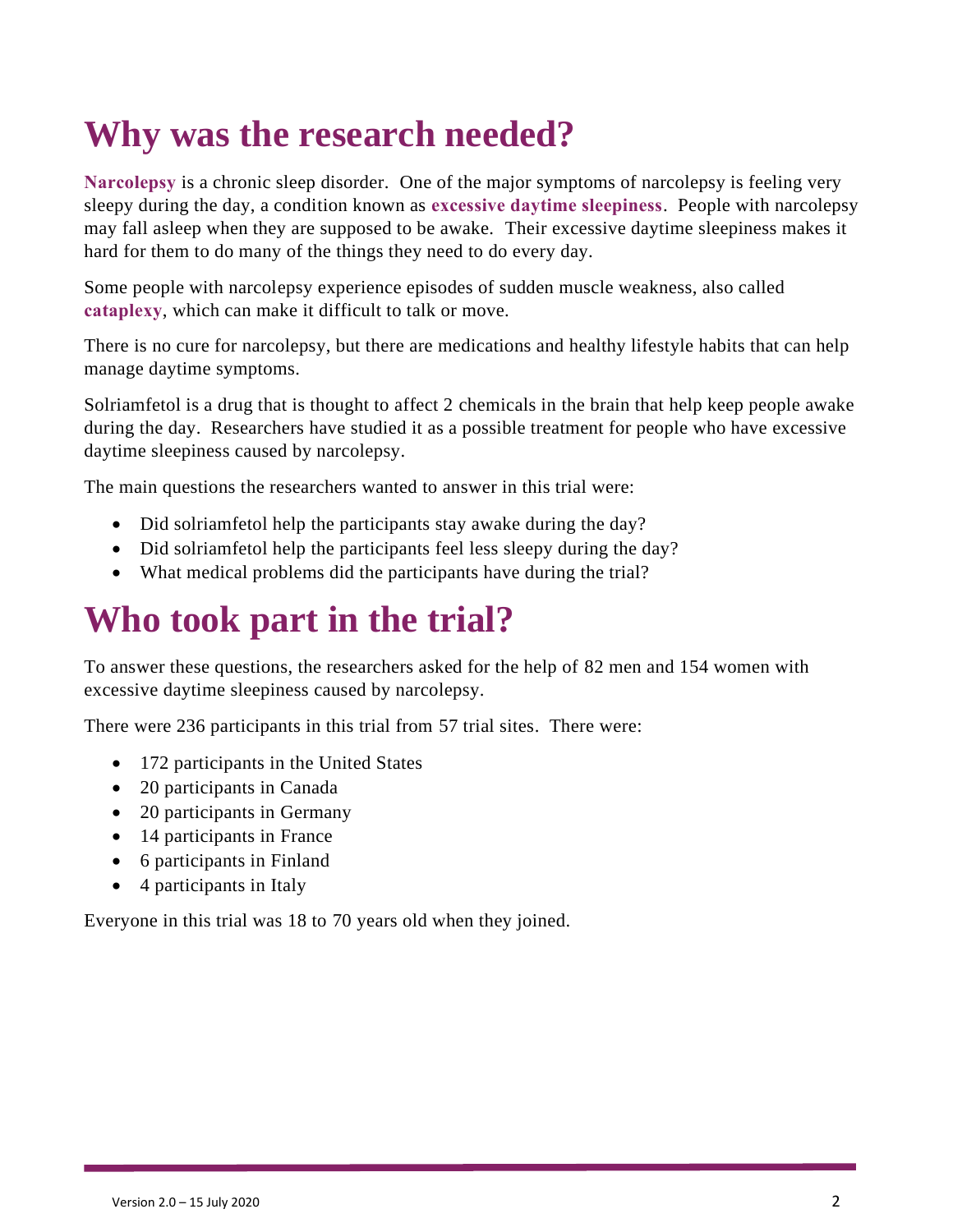# Why was the research needed?

**Narcolepsy** is a chronic sleep disorder. One of the major symptoms of narcolepsy is feeling very sleepy during the day, a condition known as **excessive daytime sleepiness**. People with narcolepsy may fall asleep when they are supposed to be awake. Their excessive daytime sleepiness makes it hard for them to do many of the things they need to do every day.

Some people with narcolepsy experience episodes of sudden muscle weakness, also called **cataplexy**, which can make it difficult to talk or move.

There is no cure for narcolepsy, but there are medications and healthy lifestyle habits that can help manage daytime symptoms.

Solriamfetol is a drug that is thought to affect 2 chemicals in the brain that help keep people awake during the day. Researchers have studied it as a possible treatment for people who have excessive daytime sleepiness caused by narcolepsy.

The main questions the researchers wanted to answer in this trial were:

- Did solriamfetol help the participants stay awake during the day?
- Did solriamfetol help the participants feel less sleepy during the day?
- What medical problems did the participants have during the trial?

# Who took part in the trial?

To answer these questions, the researchers asked for the help of 82 men and 154 women with excessive daytime sleepiness caused by narcolepsy.

There were 236 participants in this trial from 57 trial sites. There were:

- 172 participants in the United States
- 20 participants in Canada
- 20 participants in Germany
- 14 participants in France
- 6 participants in Finland
- 4 participants in Italy

Everyone in this trial was 18 to 70 years old when they joined.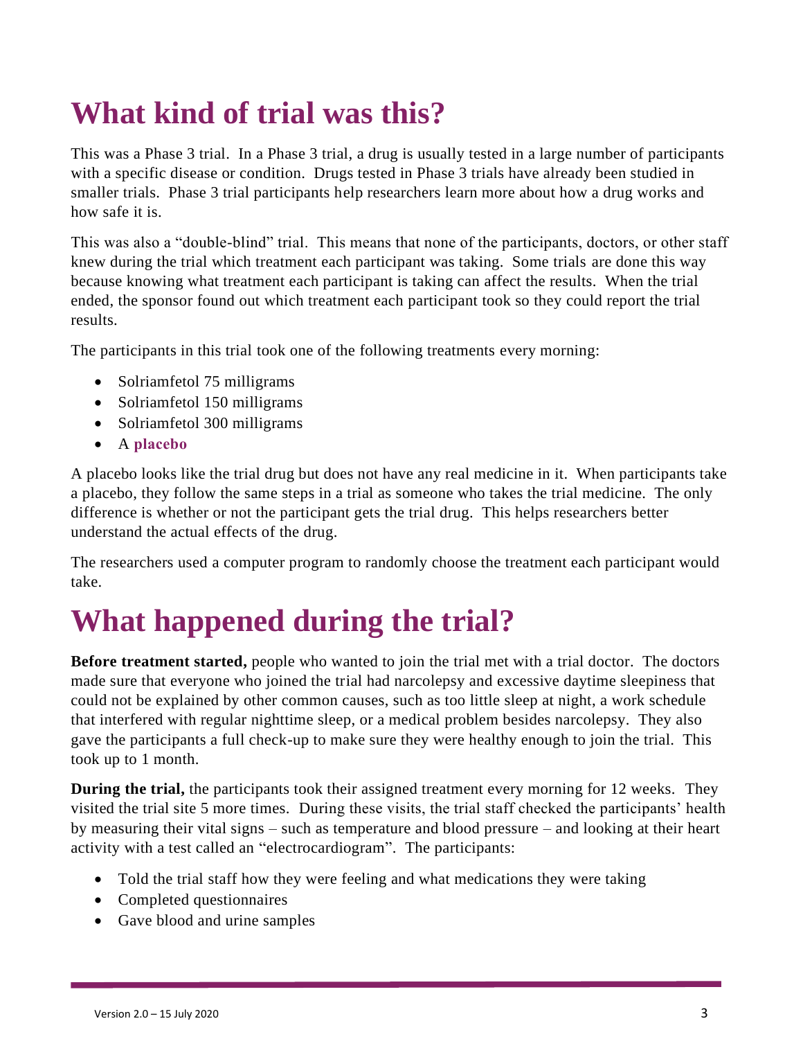# What kind of trial was this?

This was a Phase 3 trial. In a Phase 3 trial, a drug is usually tested in a large number of participants with a specific disease or condition. Drugs tested in Phase 3 trials have already been studied in smaller trials. Phase 3 trial participants help researchers learn more about how a drug works and how safe it is.

This was also a "double-blind" trial. This means that none of the participants, doctors, or other staff knew during the trial which treatment each participant was taking. Some trials are done this way because knowing what treatment each participant is taking can affect the results. When the trial ended, the sponsor found out which treatment each participant took so they could report the trial results.

The participants in this trial took one of the following treatments every morning:

- Solriamfetol 75 milligrams
- Solriamfetol 150 milligrams
- Solriamfetol 300 milligrams
- A **placebo**

A placebo looks like the trial drug but does not have any real medicine in it. When participants take a placebo, they follow the same steps in a trial as someone who takes the trial medicine. The only difference is whether or not the participant gets the trial drug. This helps researchers better understand the actual effects of the drug.

The researchers used a computer program to randomly choose the treatment each participant would take.

# What happened during the trial?

**Before treatment started,** people who wanted to join the trial met with a trial doctor. The doctors made sure that everyone who joined the trial had narcolepsy and excessive daytime sleepiness that could not be explained by other common causes, such as too little sleep at night, a work schedule that interfered with regular nighttime sleep, or a medical problem besides narcolepsy. They also gave the participants a full check-up to make sure they were healthy enough to join the trial. This took up to 1 month.

**During the trial,** the participants took their assigned treatment every morning for 12 weeks. They visited the trial site 5 more times. During these visits, the trial staff checked the participants' health by measuring their vital signs – such as temperature and blood pressure – and looking at their heart activity with a test called an "electrocardiogram". The participants:

- Told the trial staff how they were feeling and what medications they were taking
- Completed questionnaires
- Gave blood and urine samples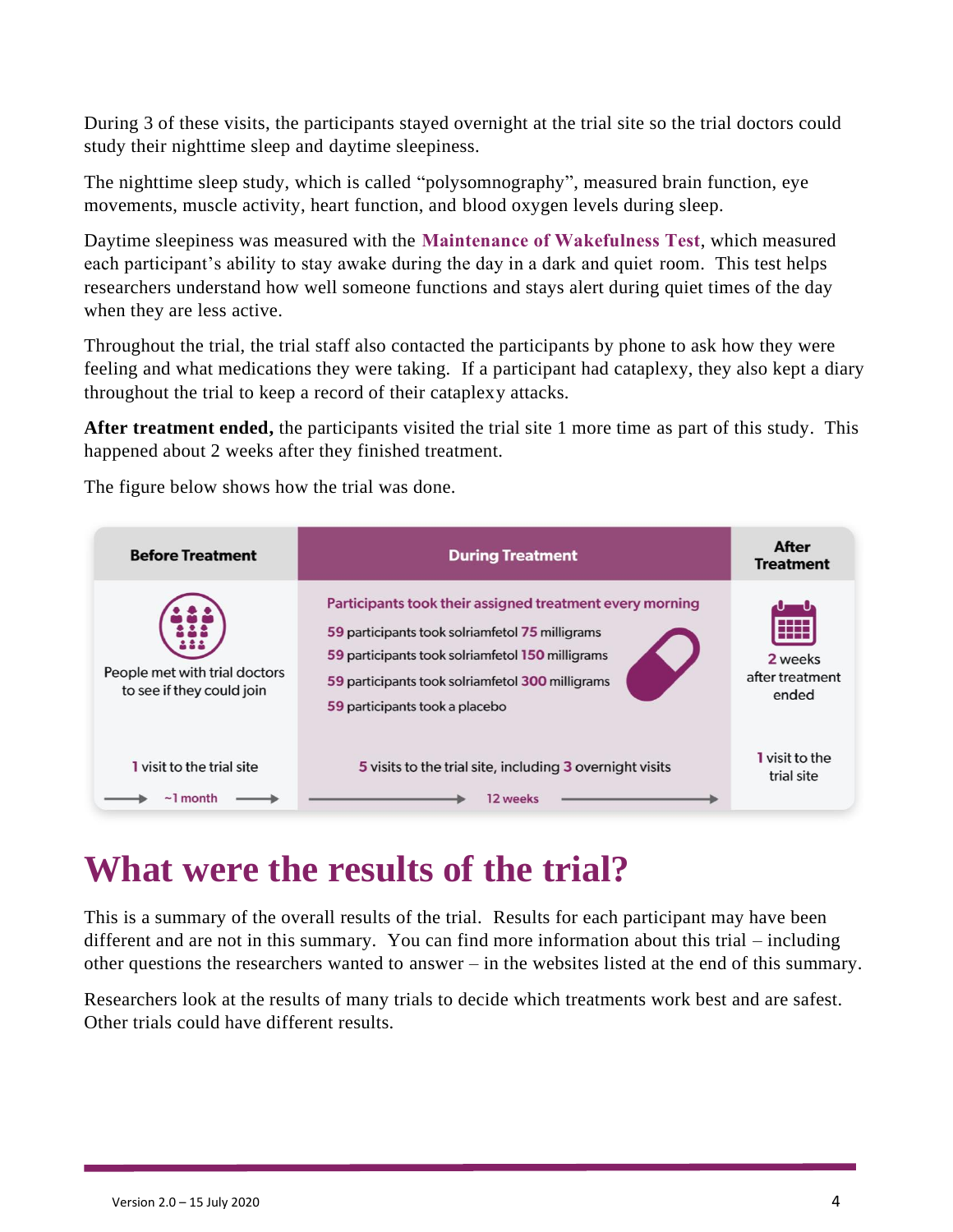During 3 of these visits, the participants stayed overnight at the trial site so the trial doctors could study their nighttime sleep and daytime sleepiness.

The nighttime sleep study, which is called "polysomnography", measured brain function, eye movements, muscle activity, heart function, and blood oxygen levels during sleep.

Daytime sleepiness was measured with the **Maintenance of Wakefulness Test**, which measured each participant's ability to stay awake during the day in a dark and quiet room. This test helps researchers understand how well someone functions and stays alert during quiet times of the day when they are less active.

Throughout the trial, the trial staff also contacted the participants by phone to ask how they were feeling and what medications they were taking. If a participant had cataplexy, they also kept a diary throughout the trial to keep a record of their cataplexy attacks.

**After treatment ended,** the participants visited the trial site 1 more time as part of this study. This happened about 2 weeks after they finished treatment.

The figure below shows how the trial was done.

| Before Treatment | During Treatment | After Treatment |
|---|---|---|
| People met with trial doctors to see if they could join | Participants took their assigned treatment every morning<br>59 participants took solriamfetol 75 milligrams<br>59 participants took solriamfetol 150 milligrams<br>59 participants took solriamfetol 300 milligrams<br>59 participants took a placebo | 2 weeks after treatment ended |
| 1 visit to the trial site | 5 visits to the trial site, including 3 overnight visits | 1 visit to the trial site |
| ~1 month | 12 weeks | |

# What were the results of the trial?

This is a summary of the overall results of the trial. Results for each participant may have been different and are not in this summary. You can find more information about this trial – including other questions the researchers wanted to answer – in the websites listed at the end of this summary.

Researchers look at the results of many trials to decide which treatments work best and are safest. Other trials could have different results.

Version 2.0 – 15 July 2020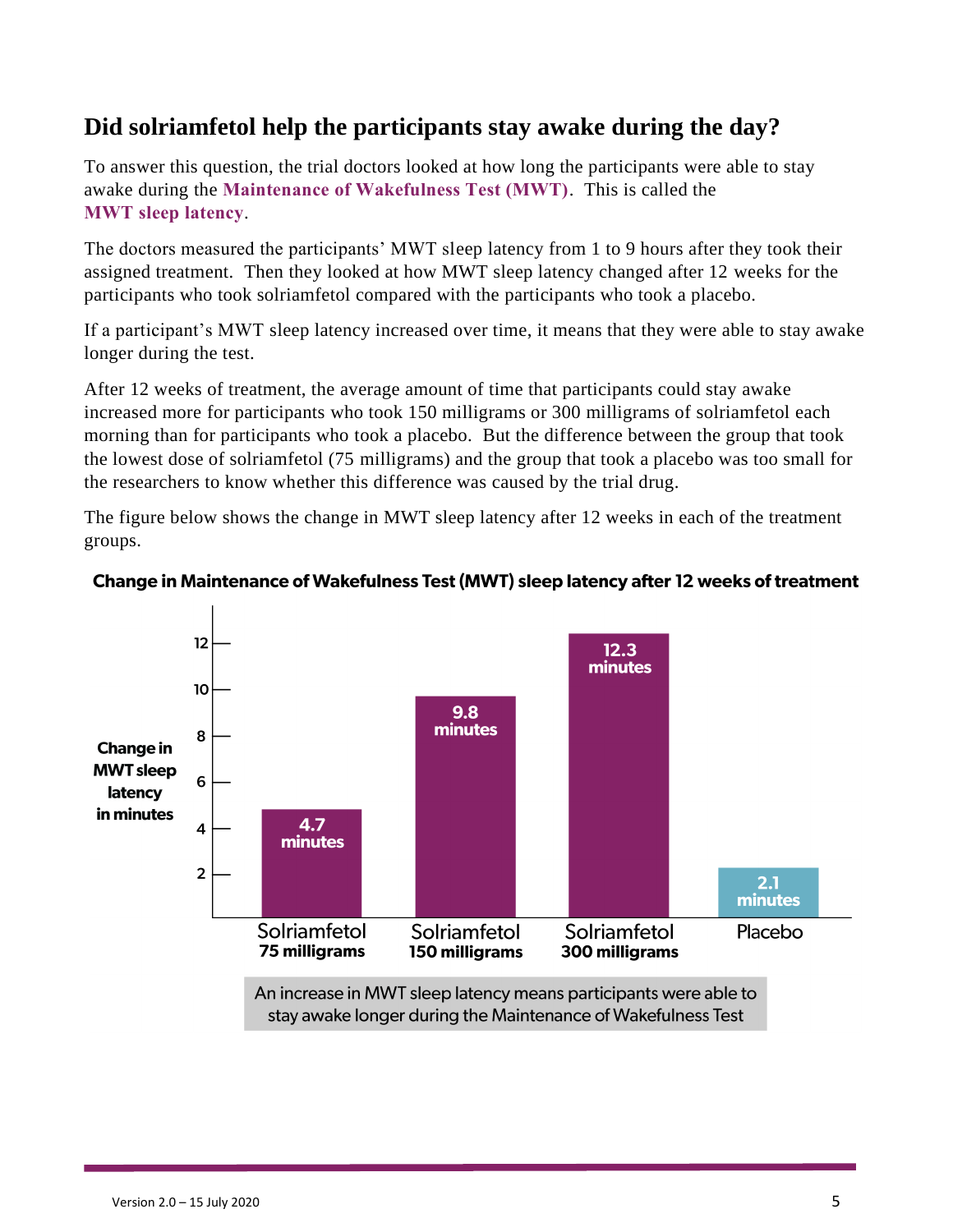## Did solriamfetol help the participants stay awake during the day?

To answer this question, the trial doctors looked at how long the participants were able to stay awake during the **Maintenance of Wakefulness Test (MWT)**. This is called the **MWT sleep latency**.

The doctors measured the participants' MWT sleep latency from 1 to 9 hours after they took their assigned treatment. Then they looked at how MWT sleep latency changed after 12 weeks for the participants who took solriamfetol compared with the participants who took a placebo.

If a participant's MWT sleep latency increased over time, it means that they were able to stay awake longer during the test.

After 12 weeks of treatment, the average amount of time that participants could stay awake increased more for participants who took 150 milligrams or 300 milligrams of solriamfetol each morning than for participants who took a placebo. But the difference between the group that took the lowest dose of solriamfetol (75 milligrams) and the group that took a placebo was too small for the researchers to know whether this difference was caused by the trial drug.

The figure below shows the change in MWT sleep latency after 12 weeks in each of the treatment groups.

**Change in Maintenance of Wakefulness Test (MWT) sleep latency after 12 weeks of treatment**

| Treatment group | Change in MWT sleep latency in minutes |
|---|---|
| Solriamfetol 75 milligrams | 4.7 minutes |
| Solriamfetol 150 milligrams | 9.8 minutes |
| Solriamfetol 300 milligrams | 12.3 minutes |
| Placebo | 2.1 minutes |

An increase in MWT sleep latency means participants were able to stay awake longer during the Maintenance of Wakefulness Test

Version 2.0 – 15 July 2020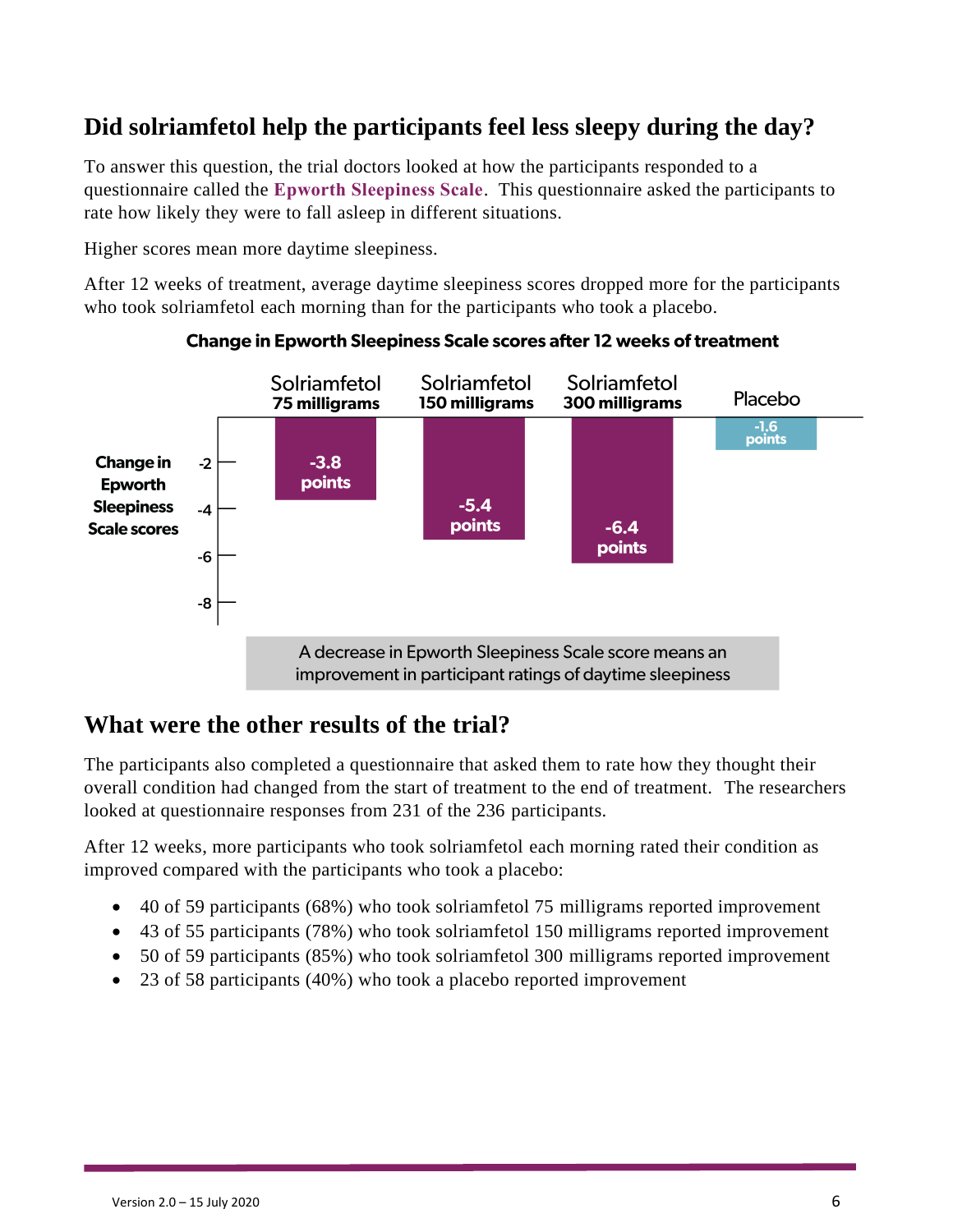## Did solriamfetol help the participants feel less sleepy during the day?

To answer this question, the trial doctors looked at how the participants responded to a questionnaire called the **Epworth Sleepiness Scale**. This questionnaire asked the participants to rate how likely they were to fall asleep in different situations.

Higher scores mean more daytime sleepiness.

After 12 weeks of treatment, average daytime sleepiness scores dropped more for the participants who took solriamfetol each morning than for the participants who took a placebo.

**Change in Epworth Sleepiness Scale scores after 12 weeks of treatment**

| | Solriamfetol 75 milligrams | Solriamfetol 150 milligrams | Solriamfetol 300 milligrams | Placebo |
|---|---|---|---|---|
| Change in Epworth Sleepiness Scale scores | -3.8 points | -5.4 points | -6.4 points | -1.6 points |

A decrease in Epworth Sleepiness Scale score means an improvement in participant ratings of daytime sleepiness

## What were the other results of the trial?

The participants also completed a questionnaire that asked them to rate how they thought their overall condition had changed from the start of treatment to the end of treatment. The researchers looked at questionnaire responses from 231 of the 236 participants.

After 12 weeks, more participants who took solriamfetol each morning rated their condition as improved compared with the participants who took a placebo:

- 40 of 59 participants (68%) who took solriamfetol 75 milligrams reported improvement
- 43 of 55 participants (78%) who took solriamfetol 150 milligrams reported improvement
- 50 of 59 participants (85%) who took solriamfetol 300 milligrams reported improvement
- 23 of 58 participants (40%) who took a placebo reported improvement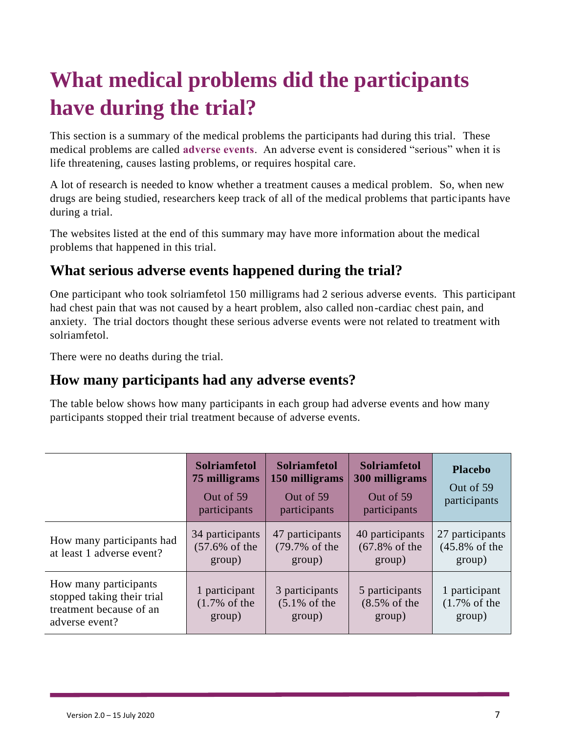# What medical problems did the participants have during the trial?

This section is a summary of the medical problems the participants had during this trial. These medical problems are called **adverse events**. An adverse event is considered "serious" when it is life threatening, causes lasting problems, or requires hospital care.

A lot of research is needed to know whether a treatment causes a medical problem. So, when new drugs are being studied, researchers keep track of all of the medical problems that participants have during a trial.

The websites listed at the end of this summary may have more information about the medical problems that happened in this trial.

## What serious adverse events happened during the trial?

One participant who took solriamfetol 150 milligrams had 2 serious adverse events. This participant had chest pain that was not caused by a heart problem, also called non-cardiac chest pain, and anxiety. The trial doctors thought these serious adverse events were not related to treatment with solriamfetol.

There were no deaths during the trial.

## How many participants had any adverse events?

The table below shows how many participants in each group had adverse events and how many participants stopped their trial treatment because of adverse events.

| | **Solriamfetol 75 milligrams** Out of 59 participants | **Solriamfetol 150 milligrams** Out of 59 participants | **Solriamfetol 300 milligrams** Out of 59 participants | **Placebo** Out of 59 participants |
|---|---|---|---|---|
| How many participants had at least 1 adverse event? | 34 participants (57.6% of the group) | 47 participants (79.7% of the group) | 40 participants (67.8% of the group) | 27 participants (45.8% of the group) |
| How many participants stopped taking their trial treatment because of an adverse event? | 1 participant (1.7% of the group) | 3 participants (5.1% of the group) | 5 participants (8.5% of the group) | 1 participant (1.7% of the group) |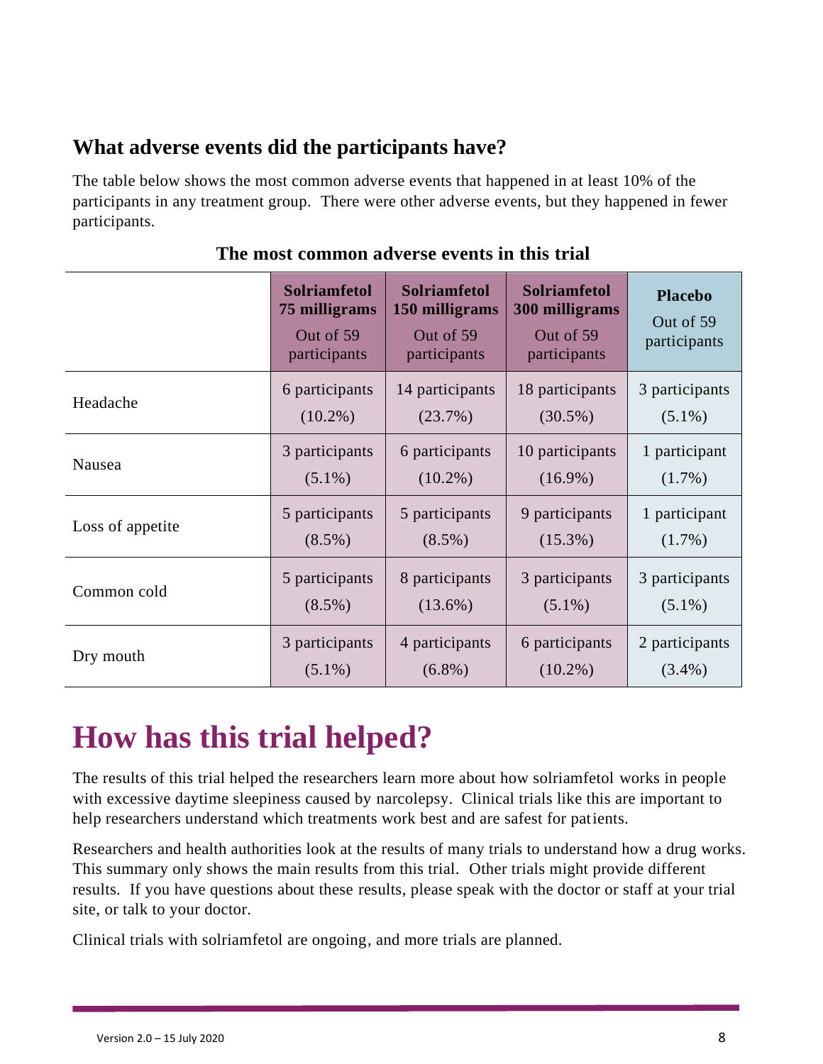## What adverse events did the participants have?

The table below shows the most common adverse events that happened in at least 10% of the participants in any treatment group. There were other adverse events, but they happened in fewer participants.

**The most common adverse events in this trial**

| | **Solriamfetol 75 milligrams** Out of 59 participants | **Solriamfetol 150 milligrams** Out of 59 participants | **Solriamfetol 300 milligrams** Out of 59 participants | **Placebo** Out of 59 participants |
|---|---|---|---|---|
| Headache | 6 participants (10.2%) | 14 participants (23.7%) | 18 participants (30.5%) | 3 participants (5.1%) |
| Nausea | 3 participants (5.1%) | 6 participants (10.2%) | 10 participants (16.9%) | 1 participant (1.7%) |
| Loss of appetite | 5 participants (8.5%) | 5 participants (8.5%) | 9 participants (15.3%) | 1 participant (1.7%) |
| Common cold | 5 participants (8.5%) | 8 participants (13.6%) | 3 participants (5.1%) | 3 participants (5.1%) |
| Dry mouth | 3 participants (5.1%) | 4 participants (6.8%) | 6 participants (10.2%) | 2 participants (3.4%) |

# How has this trial helped?

The results of this trial helped the researchers learn more about how solriamfetol works in people with excessive daytime sleepiness caused by narcolepsy. Clinical trials like this are important to help researchers understand which treatments work best and are safest for patients.

Researchers and health authorities look at the results of many trials to understand how a drug works. This summary only shows the main results from this trial. Other trials might provide different results. If you have questions about these results, please speak with the doctor or staff at your trial site, or talk to your doctor.

Clinical trials with solriamfetol are ongoing, and more trials are planned.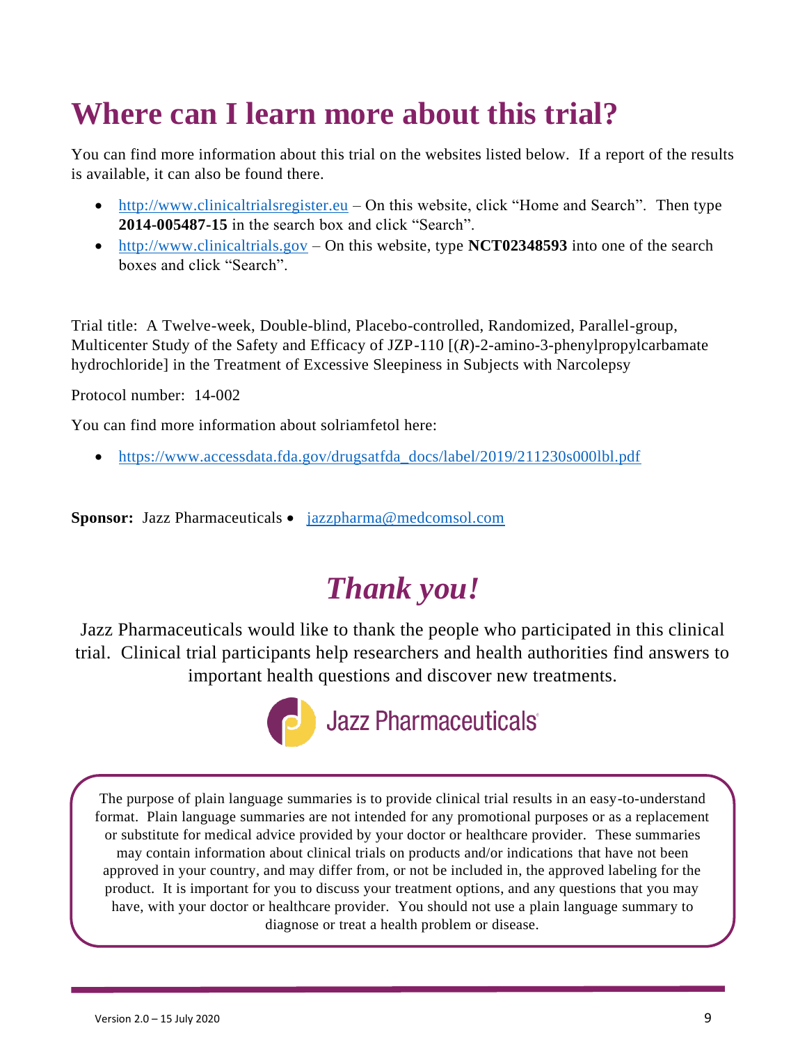# Where can I learn more about this trial?

You can find more information about this trial on the websites listed below. If a report of the results is available, it can also be found there.

- http://www.clinicaltrialsregister.eu – On this website, click "Home and Search". Then type **2014-005487-15** in the search box and click "Search".
- http://www.clinicaltrials.gov – On this website, type **NCT02348593** into one of the search boxes and click "Search".

Trial title: A Twelve-week, Double-blind, Placebo-controlled, Randomized, Parallel-group, Multicenter Study of the Safety and Efficacy of JZP-110 [(*R*)-2-amino-3-phenylpropylcarbamate hydrochloride] in the Treatment of Excessive Sleepiness in Subjects with Narcolepsy

Protocol number: 14-002

You can find more information about solriamfetol here:

- https://www.accessdata.fda.gov/drugsatfda_docs/label/2019/211230s000lbl.pdf

**Sponsor:** Jazz Pharmaceuticals • jazzpharma@medcomsol.com

## *Thank you!*

Jazz Pharmaceuticals would like to thank the people who participated in this clinical trial. Clinical trial participants help researchers and health authorities find answers to important health questions and discover new treatments.

Jazz Pharmaceuticals

The purpose of plain language summaries is to provide clinical trial results in an easy-to-understand format. Plain language summaries are not intended for any promotional purposes or as a replacement or substitute for medical advice provided by your doctor or healthcare provider. These summaries may contain information about clinical trials on products and/or indications that have not been approved in your country, and may differ from, or not be included in, the approved labeling for the product. It is important for you to discuss your treatment options, and any questions that you may have, with your doctor or healthcare provider. You should not use a plain language summary to diagnose or treat a health problem or disease.

Version 2.0 – 15 July 2020